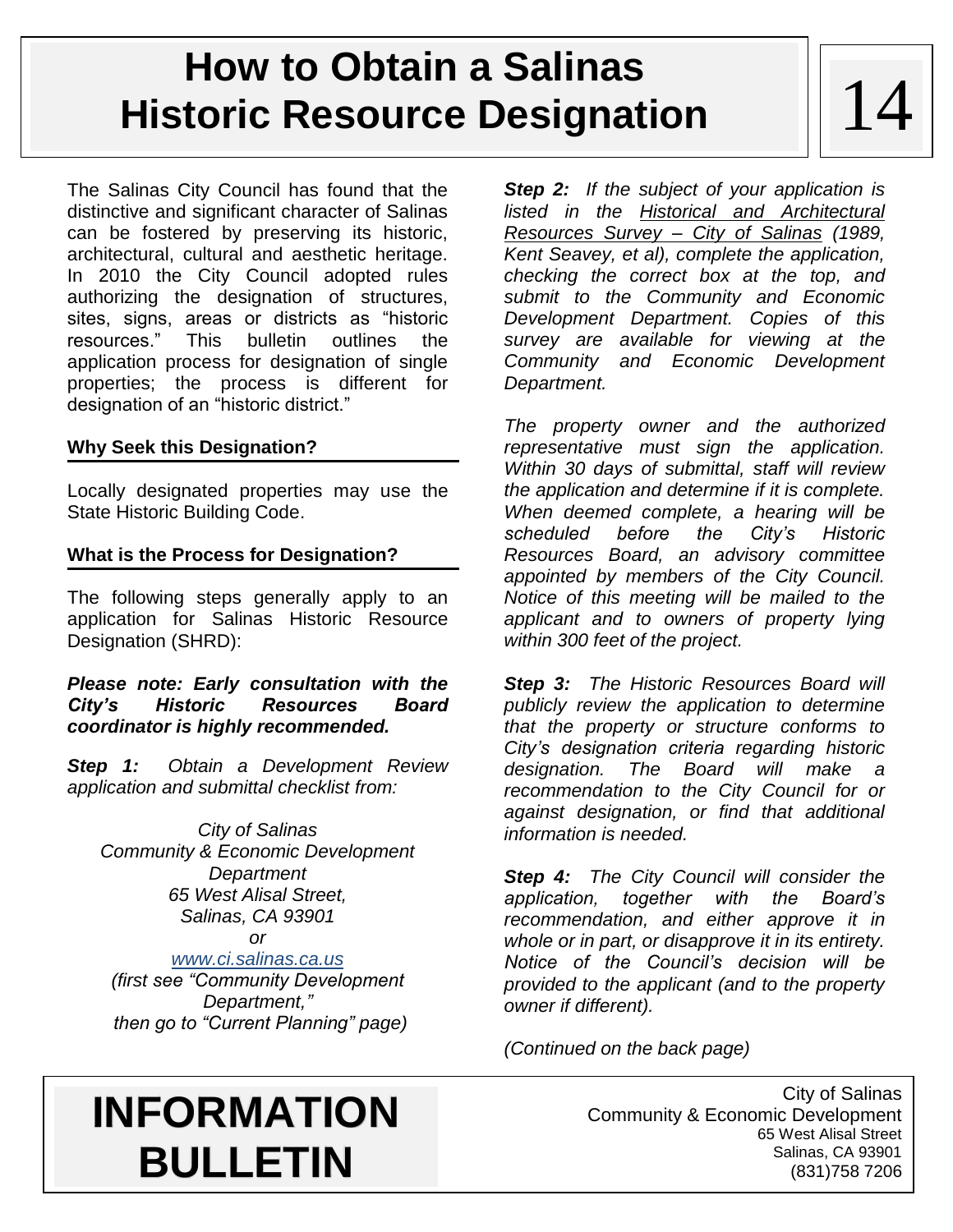# How to Obtain a Salinas Historic Resource Designation

14

The Salinas City Council has found that the distinctive and significant character of Salinas can be fostered by preserving its historic, architectural, cultural and aesthetic heritage. In 2010 the City Council adopted rules authorizing the designation of structures, sites, signs, areas or districts as "historic resources." This bulletin outlines the application process for designation of single properties; the process is different for designation of an "historic district."

## Why Seek this Designation?

Locally designated properties may use the State Historic Building Code.

## What is the Process for Designation?

The following steps generally apply to an application for Salinas Historic Resource Designation (SHRD):

***Please note: Early consultation with the City's Historic Resources Board coordinator is highly recommended.***

***Step 1:*** *Obtain a Development Review application and submittal checklist from:*

*City of Salinas*
*Community & Economic Development Department*
*65 West Alisal Street,*
*Salinas, CA 93901*
*or*
*www.ci.salinas.ca.us*
*(first see "Community Development Department,"*
*then go to "Current Planning" page)*

***Step 2:*** *If the subject of your application is listed in the Historical and Architectural Resources Survey – City of Salinas (1989, Kent Seavey, et al), complete the application, checking the correct box at the top, and submit to the Community and Economic Development Department. Copies of this survey are available for viewing at the Community and Economic Development Department.*

*The property owner and the authorized representative must sign the application. Within 30 days of submittal, staff will review the application and determine if it is complete. When deemed complete, a hearing will be scheduled before the City's Historic Resources Board, an advisory committee appointed by members of the City Council. Notice of this meeting will be mailed to the applicant and to owners of property lying within 300 feet of the project.*

***Step 3:*** *The Historic Resources Board will publicly review the application to determine that the property or structure conforms to City's designation criteria regarding historic designation. The Board will make a recommendation to the City Council for or against designation, or find that additional information is needed.*

***Step 4:*** *The City Council will consider the application, together with the Board's recommendation, and either approve it in whole or in part, or disapprove it in its entirety. Notice of the Council's decision will be provided to the applicant (and to the property owner if different).*

*(Continued on the back page)*

# INFORMATION BULLETIN

City of Salinas
Community & Economic Development
65 West Alisal Street
Salinas, CA 93901
(831)758 7206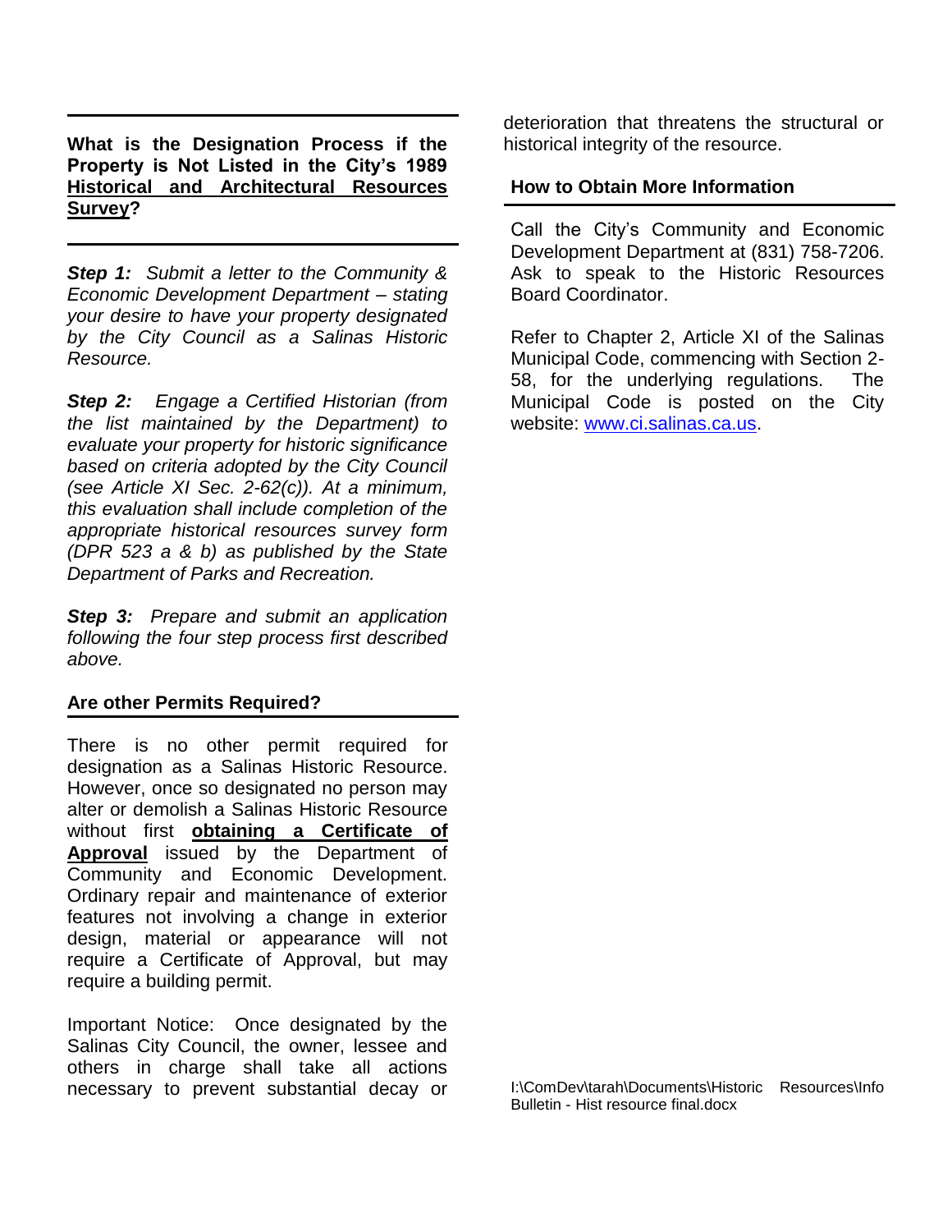## What is the Designation Process if the Property is Not Listed in the City's 1989 Historical and Architectural Resources Survey?

***Step 1:*** *Submit a letter to the Community & Economic Development Department – stating your desire to have your property designated by the City Council as a Salinas Historic Resource.*

***Step 2:*** *Engage a Certified Historian (from the list maintained by the Department) to evaluate your property for historic significance based on criteria adopted by the City Council (see Article XI Sec. 2-62(c)). At a minimum, this evaluation shall include completion of the appropriate historical resources survey form (DPR 523 a & b) as published by the State Department of Parks and Recreation.*

***Step 3:*** *Prepare and submit an application following the four step process first described above.*

## Are other Permits Required?

There is no other permit required for designation as a Salinas Historic Resource. However, once so designated no person may alter or demolish a Salinas Historic Resource without first **obtaining a Certificate of Approval** issued by the Department of Community and Economic Development. Ordinary repair and maintenance of exterior features not involving a change in exterior design, material or appearance will not require a Certificate of Approval, but may require a building permit.

Important Notice: Once designated by the Salinas City Council, the owner, lessee and others in charge shall take all actions necessary to prevent substantial decay or deterioration that threatens the structural or historical integrity of the resource.

## How to Obtain More Information

Call the City's Community and Economic Development Department at (831) 758-7206. Ask to speak to the Historic Resources Board Coordinator.

Refer to Chapter 2, Article XI of the Salinas Municipal Code, commencing with Section 2-58, for the underlying regulations. The Municipal Code is posted on the City website: www.ci.salinas.ca.us.

I:\ComDev\tarah\Documents\Historic Resources\Info Bulletin - Hist resource final.docx